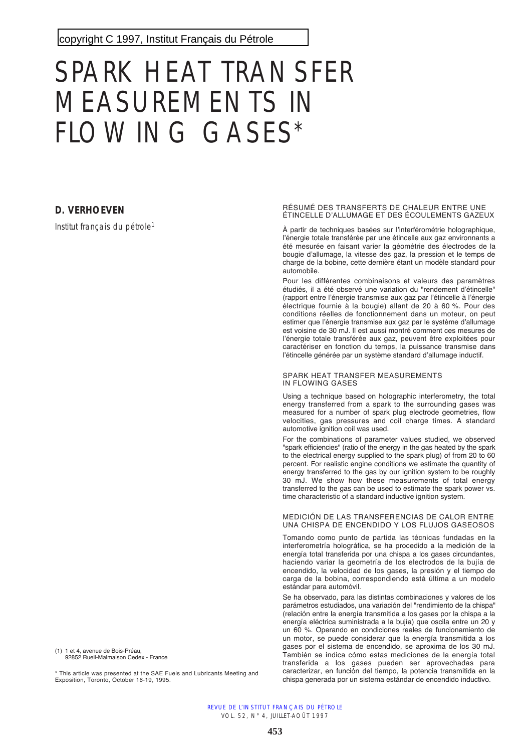copyright C 1997, Institut Français du Pétrole

# SPARK HEAT TRANSFER MEASUREMENTS IN FLOWING GASES*

**D. VERHOEVEN**

*Institut français du pétrole*[1]

## RÉSUMÉ DES TRANSFERTS DE CHALEUR ENTRE UNE ÉTINCELLE D'ALLUMAGE ET DES ÉCOULEMENTS GAZEUX

À partir de techniques basées sur l'interférométrie holographique, l'énergie totale transférée par une étincelle aux gaz environnants a été mesurée en faisant varier la géométrie des électrodes de la bougie d'allumage, la vitesse des gaz, la pression et le temps de charge de la bobine, cette dernière étant un modèle standard pour automobile.

Pour les différentes combinaisons et valeurs des paramètres étudiés, il a été observé une variation du "rendement d'étincelle" (rapport entre l'énergie transmise aux gaz par l'étincelle à l'énergie électrique fournie à la bougie) allant de 20 à 60 %. Pour des conditions réelles de fonctionnement dans un moteur, on peut estimer que l'énergie transmise aux gaz par le système d'allumage est voisine de 30 mJ. Il est aussi montré comment ces mesures de l'énergie totale transférée aux gaz, peuvent être exploitées pour caractériser en fonction du temps, la puissance transmise dans l'étincelle générée par un système standard d'allumage inductif.

## SPARK HEAT TRANSFER MEASUREMENTS IN FLOWING GASES

Using a technique based on holographic interferometry, the total energy transferred from a spark to the surrounding gases was measured for a number of spark plug electrode geometries, flow velocities, gas pressures and coil charge times. A standard automotive ignition coil was used.

For the combinations of parameter values studied, we observed "spark efficiencies" (ratio of the energy in the gas heated by the spark to the electrical energy supplied to the spark plug) of from 20 to 60 percent. For realistic engine conditions we estimate the quantity of energy transferred to the gas by our ignition system to be roughly 30 mJ. We show how these measurements of total energy transferred to the gas can be used to estimate the spark power vs. time characteristic of a standard inductive ignition system.

## MEDICIÓN DE LAS TRANSFERENCIAS DE CALOR ENTRE UNA CHISPA DE ENCENDIDO Y LOS FLUJOS GASEOSOS

Tomando como punto de partida las técnicas fundadas en la interferometría holográfica, se ha procedido a la medición de la energía total transferida por una chispa a los gases circundantes, haciendo variar la geometría de los electrodos de la bujía de encendido, la velocidad de los gases, la presión y el tiempo de carga de la bobina, correspondiendo está última a un modelo estándar para automóvil.

Se ha observado, para las distintas combinaciones y valores de los parámetros estudiados, una variación del "rendimiento de la chispa" (relación entre la energía transmitida a los gases por la chispa a la energía eléctrica suministrada a la bujía) que oscila entre un 20 y un 60 %. Operando en condiciones reales de funcionamiento de un motor, se puede considerar que la energía transmitida a los gases por el sistema de encendido, se aproxima de los 30 mJ. También se indica cómo estas mediciones de la energía total transferida a los gases pueden ser aprovechadas para caracterizar, en función del tiempo, la potencia transmitida en la chispa generada por un sistema estándar de encendido inductivo.

(1) 1 et 4, avenue de Bois-Préau, 92852 Rueil-Malmaison Cedex - France

\* This article was presented at the SAE Fuels and Lubricants Meeting and Exposition, Toronto, October 16-19, 1995.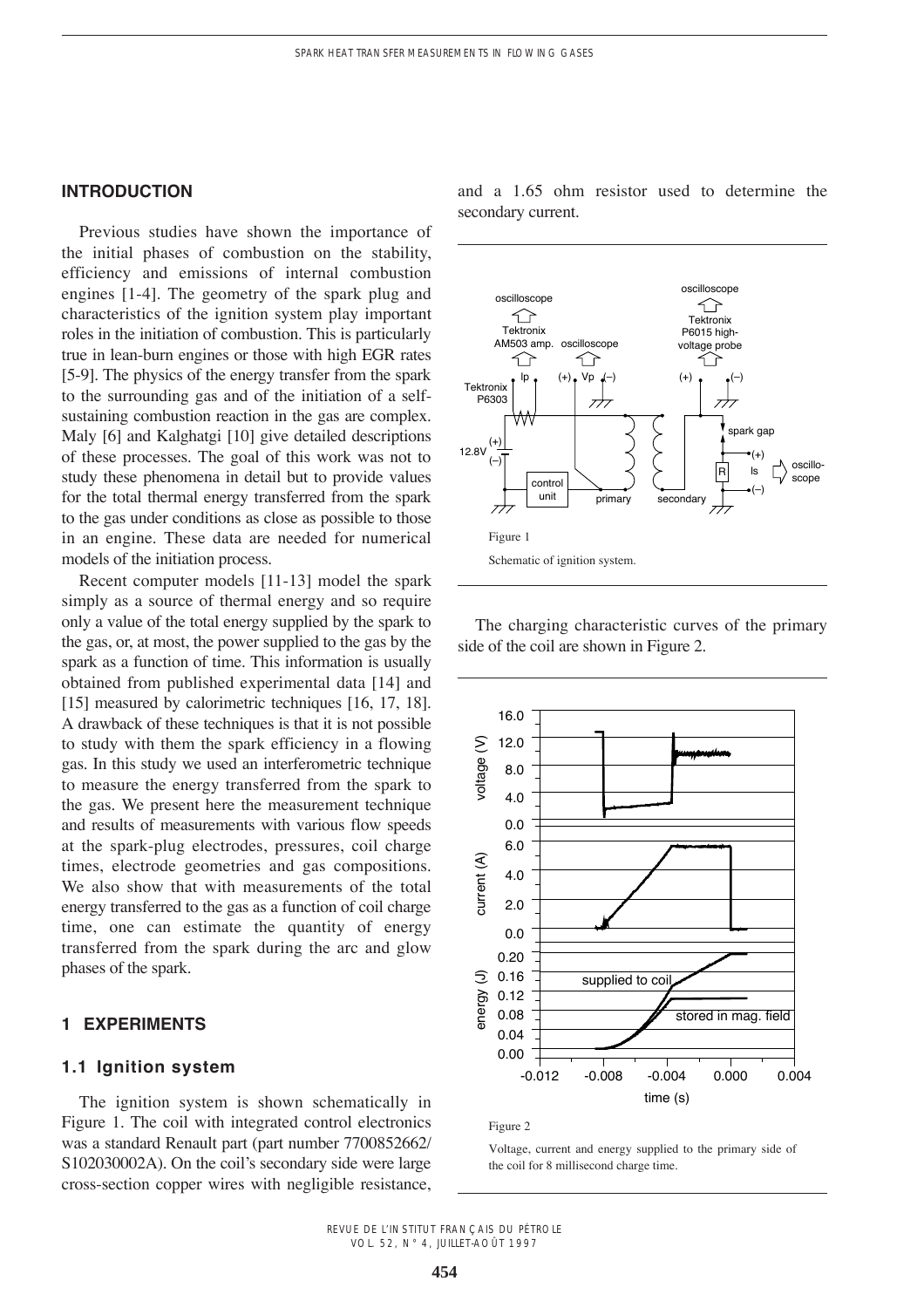## INTRODUCTION

Previous studies have shown the importance of the initial phases of combustion on the stability, efficiency and emissions of internal combustion engines [1-4]. The geometry of the spark plug and characteristics of the ignition system play important roles in the initiation of combustion. This is particularly true in lean-burn engines or those with high EGR rates [5-9]. The physics of the energy transfer from the spark to the surrounding gas and of the initiation of a self-sustaining combustion reaction in the gas are complex. Maly [6] and Kalghatgi [10] give detailed descriptions of these processes. The goal of this work was not to study these phenomena in detail but to provide values for the total thermal energy transferred from the spark to the gas under conditions as close as possible to those in an engine. These data are needed for numerical models of the initiation process.

Recent computer models [11-13] model the spark simply as a source of thermal energy and so require only a value of the total energy supplied by the spark to the gas, or, at most, the power supplied to the gas by the spark as a function of time. This information is usually obtained from published experimental data [14] and [15] measured by calorimetric techniques [16, 17, 18]. A drawback of these techniques is that it is not possible to study with them the spark efficiency in a flowing gas. In this study we used an interferometric technique to measure the energy transferred from the spark to the gas. We present here the measurement technique and results of measurements with various flow speeds at the spark-plug electrodes, pressures, coil charge times, electrode geometries and gas compositions. We also show that with measurements of the total energy transferred to the gas as a function of coil charge time, one can estimate the quantity of energy transferred from the spark during the arc and glow phases of the spark.

## 1 EXPERIMENTS

### 1.1 Ignition system

The ignition system is shown schematically in Figure 1. The coil with integrated control electronics was a standard Renault part (part number 7700852662/ S102030002A). On the coil's secondary side were large cross-section copper wires with negligible resistance, and a 1.65 ohm resistor used to determine the secondary current.

Figure 1

Schematic of ignition system.

The charging characteristic curves of the primary side of the coil are shown in Figure 2.

Figure 2

Voltage, current and energy supplied to the primary side of the coil for 8 millisecond charge time.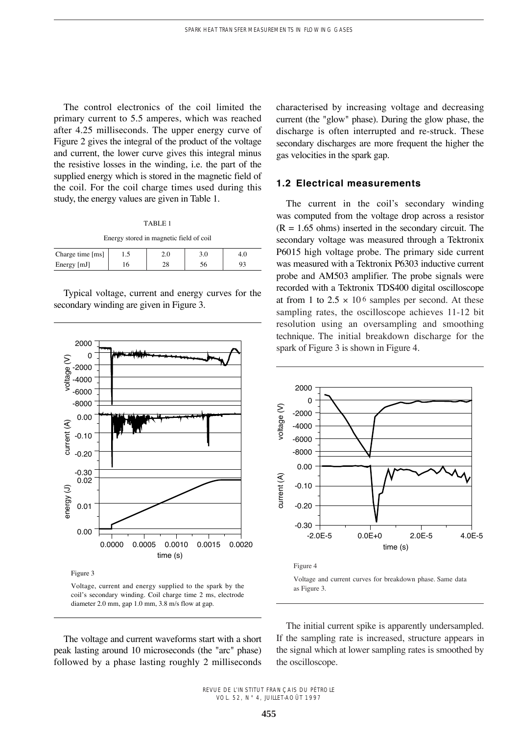The control electronics of the coil limited the primary current to 5.5 amperes, which was reached after 4.25 milliseconds. The upper energy curve of Figure 2 gives the integral of the product of the voltage and current, the lower curve gives this integral minus the resistive losses in the winding, i.e. the part of the supplied energy which is stored in the magnetic field of the coil. For the coil charge times used during this study, the energy values are given in Table 1.

TABLE 1

Energy stored in magnetic field of coil

| Charge time [ms] | 1.5 | 2.0 | 3.0 | 4.0 |
|---|---|---|---|---|
| Energy [mJ] | 16 | 28 | 56 | 93 |

Typical voltage, current and energy curves for the secondary winding are given in Figure 3.

Figure 3

Voltage, current and energy supplied to the spark by the coil's secondary winding. Coil charge time 2 ms, electrode diameter 2.0 mm, gap 1.0 mm, 3.8 m/s flow at gap.

The voltage and current waveforms start with a short peak lasting around 10 microseconds (the "arc" phase) followed by a phase lasting roughly 2 milliseconds characterised by increasing voltage and decreasing current (the "glow" phase). During the glow phase, the discharge is often interrupted and re-struck. These secondary discharges are more frequent the higher the gas velocities in the spark gap.

### 1.2 Electrical measurements

The current in the coil's secondary winding was computed from the voltage drop across a resistor ($R = 1.65$ ohms) inserted in the secondary circuit. The secondary voltage was measured through a Tektronix P6015 high voltage probe. The primary side current was measured with a Tektronix P6303 inductive current probe and AM503 amplifier. The probe signals were recorded with a Tektronix TDS400 digital oscilloscope at from 1 to $2.5 \times 10^6$ samples per second. At these sampling rates, the oscilloscope achieves 11-12 bit resolution using an oversampling and smoothing technique. The initial breakdown discharge for the spark of Figure 3 is shown in Figure 4.

Figure 4

Voltage and current curves for breakdown phase. Same data as Figure 3.

The initial current spike is apparently undersampled. If the sampling rate is increased, structure appears in the signal which at lower sampling rates is smoothed by the oscilloscope.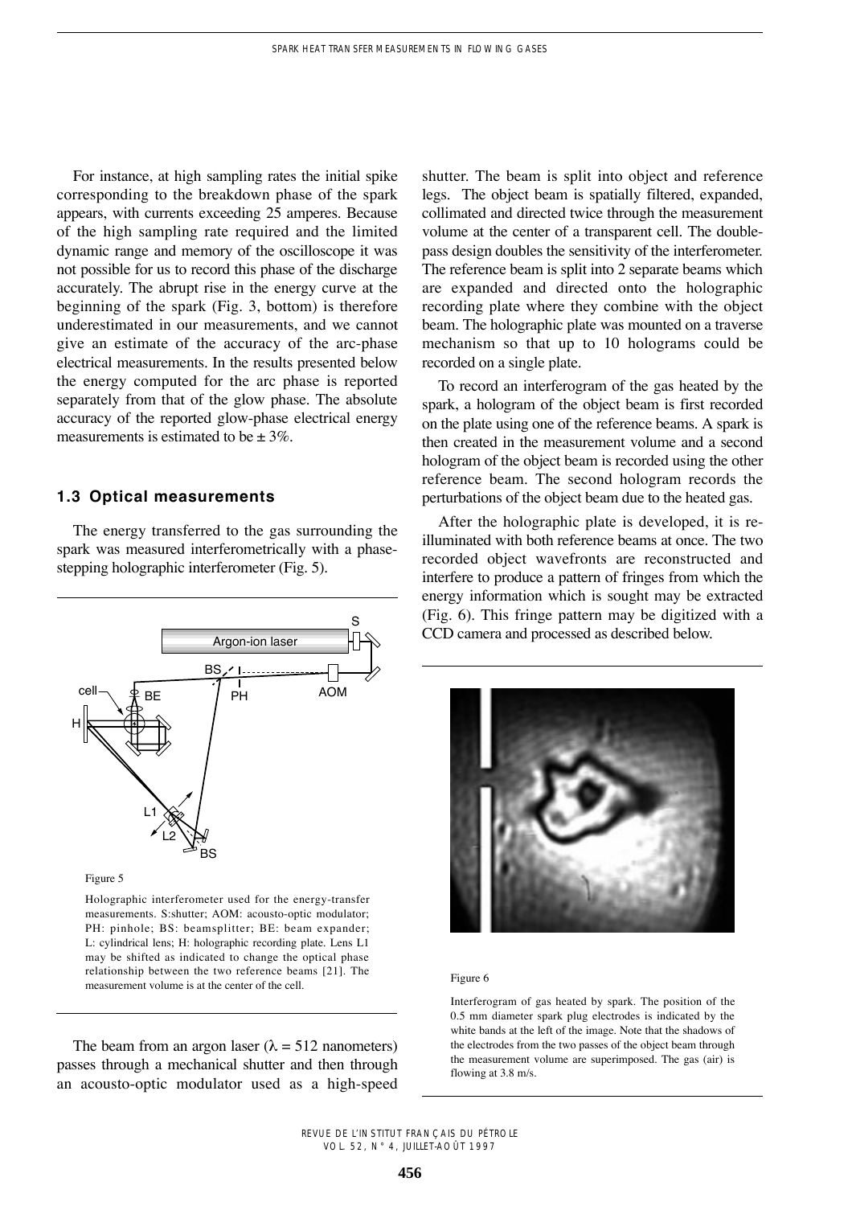For instance, at high sampling rates the initial spike corresponding to the breakdown phase of the spark appears, with currents exceeding 25 amperes. Because of the high sampling rate required and the limited dynamic range and memory of the oscilloscope it was not possible for us to record this phase of the discharge accurately. The abrupt rise in the energy curve at the beginning of the spark (Fig. 3, bottom) is therefore underestimated in our measurements, and we cannot give an estimate of the accuracy of the arc-phase electrical measurements. In the results presented below the energy computed for the arc phase is reported separately from that of the glow phase. The absolute accuracy of the reported glow-phase electrical energy measurements is estimated to be ± 3%.

### 1.3 Optical measurements

The energy transferred to the gas surrounding the spark was measured interferometrically with a phase-stepping holographic interferometer (Fig. 5).

Figure 5

Holographic interferometer used for the energy-transfer measurements. S:shutter; AOM: acousto-optic modulator; PH: pinhole; BS: beamsplitter; BE: beam expander; L: cylindrical lens; H: holographic recording plate. Lens L1 may be shifted as indicated to change the optical phase relationship between the two reference beams [21]. The measurement volume is at the center of the cell.

The beam from an argon laser ($\lambda$ = 512 nanometers) passes through a mechanical shutter and then through an acousto-optic modulator used as a high-speed shutter. The beam is split into object and reference legs. The object beam is spatially filtered, expanded, collimated and directed twice through the measurement volume at the center of a transparent cell. The double-pass design doubles the sensitivity of the interferometer. The reference beam is split into 2 separate beams which are expanded and directed onto the holographic recording plate where they combine with the object beam. The holographic plate was mounted on a traverse mechanism so that up to 10 holograms could be recorded on a single plate.

To record an interferogram of the gas heated by the spark, a hologram of the object beam is first recorded on the plate using one of the reference beams. A spark is then created in the measurement volume and a second hologram of the object beam is recorded using the other reference beam. The second hologram records the perturbations of the object beam due to the heated gas.

After the holographic plate is developed, it is re-illuminated with both reference beams at once. The two recorded object wavefronts are reconstructed and interfere to produce a pattern of fringes from which the energy information which is sought may be extracted (Fig. 6). This fringe pattern may be digitized with a CCD camera and processed as described below.

Figure 6

Interferogram of gas heated by spark. The position of the 0.5 mm diameter spark plug electrodes is indicated by the white bands at the left of the image. Note that the shadows of the electrodes from the two passes of the object beam through the measurement volume are superimposed. The gas (air) is flowing at 3.8 m/s.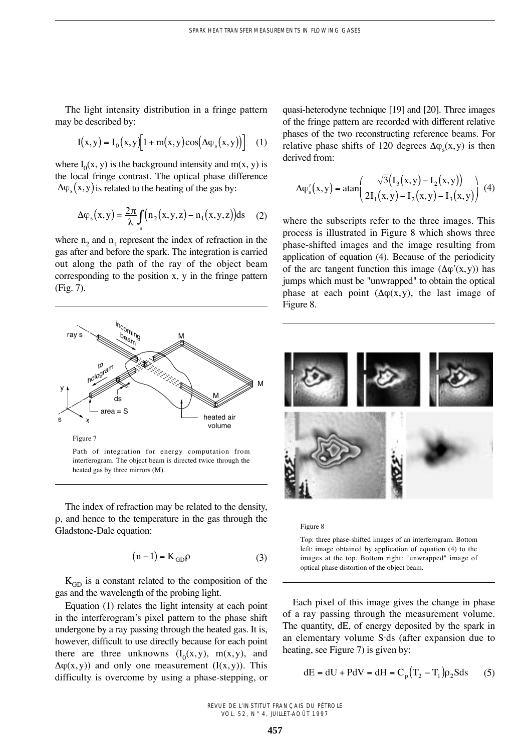The light intensity distribution in a fringe pattern may be described by:

$$I(x, y) = I_0(x, y)\left[1 + m(x, y)\cos\left(\Delta\varphi_s(x, y)\right)\right] \quad (1)$$

where $I_0(x, y)$ is the background intensity and $m(x, y)$ is the local fringe contrast. The optical phase difference $\Delta\varphi_s(x, y)$ is related to the heating of the gas by:

$$\Delta\varphi_s(x, y) = \frac{2\pi}{\lambda}\int_s \left(n_2(x, y, z) - n_1(x, y, z)\right)ds \quad (2)$$

where $n_2$ and $n_1$ represent the index of refraction in the gas after and before the spark. The integration is carried out along the path of the ray of the object beam corresponding to the position x, y in the fringe pattern (Fig. 7).

Figure 7

Path of integration for energy computation from interferogram. The object beam is directed twice through the heated gas by three mirrors (M).

The index of refraction may be related to the density, $\rho$, and hence to the temperature in the gas through the Gladstone-Dale equation:

$$(n - 1) = K_{GD}\rho \quad (3)$$

$K_{GD}$ is a constant related to the composition of the gas and the wavelength of the probing light.

Equation (1) relates the light intensity at each point in the interferogram's pixel pattern to the phase shift undergone by a ray passing through the heated gas. It is, however, difficult to use directly because for each point there are three unknowns ($I_0(x,y)$, $m(x,y)$, and $\Delta\varphi(x,y)$) and only one measurement ($I(x,y)$). This difficulty is overcome by using a phase-stepping, or quasi-heterodyne technique [19] and [20]. Three images of the fringe pattern are recorded with different relative phases of the two reconstructing reference beams. For relative phase shifts of 120 degrees $\Delta\varphi_s(x,y)$ is then derived from:

$$\Delta\varphi'_s(x, y) = \text{atan}\left(\frac{\sqrt{3}\left(I_3(x, y) - I_2(x, y)\right)}{2I_1(x, y) - I_2(x, y) - I_3(x, y)}\right) \quad (4)$$

where the subscripts refer to the three images. This process is illustrated in Figure 8 which shows three phase-shifted images and the image resulting from application of equation (4). Because of the periodicity of the arc tangent function this image ($\Delta\varphi'(x,y)$) has jumps which must be "unwrapped" to obtain the optical phase at each point ($\Delta\varphi(x,y)$, the last image of Figure 8.

Figure 8

Top: three phase-shifted images of an interferogram. Bottom left: image obtained by application of equation (4) to the images at the top. Bottom right: "unwrapped" image of optical phase distortion of the object beam.

Each pixel of this image gives the change in phase of a ray passing through the measurement volume. The quantity, dE, of energy deposited by the spark in an elementary volume S·ds (after expansion due to heating, see Figure 7) is given by:

$$dE = dU + PdV = dH = C_p\left(T_2 - T_1\right)\rho_2 Sds \quad (5)$$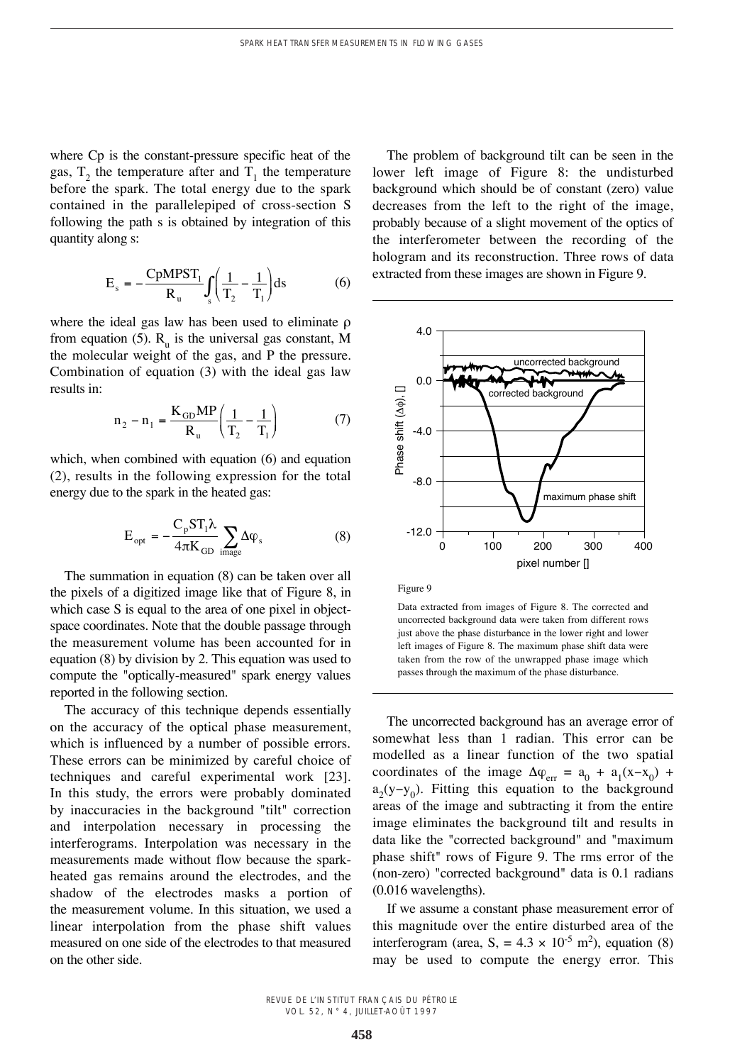where Cp is the constant-pressure specific heat of the gas, $T_2$ the temperature after and $T_1$ the temperature before the spark. The total energy due to the spark contained in the parallelepiped of cross-section S following the path s is obtained by integration of this quantity along s:

$$E_s = -\frac{CpMPST_1}{R_u}\int_s\left(\frac{1}{T_2}-\frac{1}{T_1}\right)ds \qquad (6)$$

where the ideal gas law has been used to eliminate ρ from equation (5). $R_u$ is the universal gas constant, M the molecular weight of the gas, and P the pressure. Combination of equation (3) with the ideal gas law results in:

$$n_2 - n_1 = \frac{K_{GD}MP}{R_u}\left(\frac{1}{T_2}-\frac{1}{T_1}\right) \qquad (7)$$

which, when combined with equation (6) and equation (2), results in the following expression for the total energy due to the spark in the heated gas:

$$E_{opt} = -\frac{C_pST_1\lambda}{4\pi K_{GD}}\sum_{image}\Delta\varphi_s \qquad (8)$$

The summation in equation (8) can be taken over all the pixels of a digitized image like that of Figure 8, in which case S is equal to the area of one pixel in object-space coordinates. Note that the double passage through the measurement volume has been accounted for in equation (8) by division by 2. This equation was used to compute the "optically-measured" spark energy values reported in the following section.

The accuracy of this technique depends essentially on the accuracy of the optical phase measurement, which is influenced by a number of possible errors. These errors can be minimized by careful choice of techniques and careful experimental work [23]. In this study, the errors were probably dominated by inaccuracies in the background "tilt" correction and interpolation necessary in processing the interferograms. Interpolation was necessary in the measurements made without flow because the spark-heated gas remains around the electrodes, and the shadow of the electrodes masks a portion of the measurement volume. In this situation, we used a linear interpolation from the phase shift values measured on one side of the electrodes to that measured on the other side.

The problem of background tilt can be seen in the lower left image of Figure 8: the undisturbed background which should be of constant (zero) value decreases from the left to the right of the image, probably because of a slight movement of the optics of the interferometer between the recording of the hologram and its reconstruction. Three rows of data extracted from these images are shown in Figure 9.

Figure 9

Data extracted from images of Figure 8. The corrected and uncorrected background data were taken from different rows just above the phase disturbance in the lower right and lower left images of Figure 8. The maximum phase shift data were taken from the row of the unwrapped phase image which passes through the maximum of the phase disturbance.

The uncorrected background has an average error of somewhat less than 1 radian. This error can be modelled as a linear function of the two spatial coordinates of the image $\Delta\varphi_{err} = a_0 + a_1(x-x_0) + a_2(y-y_0)$. Fitting this equation to the background areas of the image and subtracting it from the entire image eliminates the background tilt and results in data like the "corrected background" and "maximum phase shift" rows of Figure 9. The rms error of the (non-zero) "corrected background" data is 0.1 radians (0.016 wavelengths).

If we assume a constant phase measurement error of this magnitude over the entire disturbed area of the interferogram (area, S, = $4.3 \times 10^{-5}$ $m^2$), equation (8) may be used to compute the energy error. This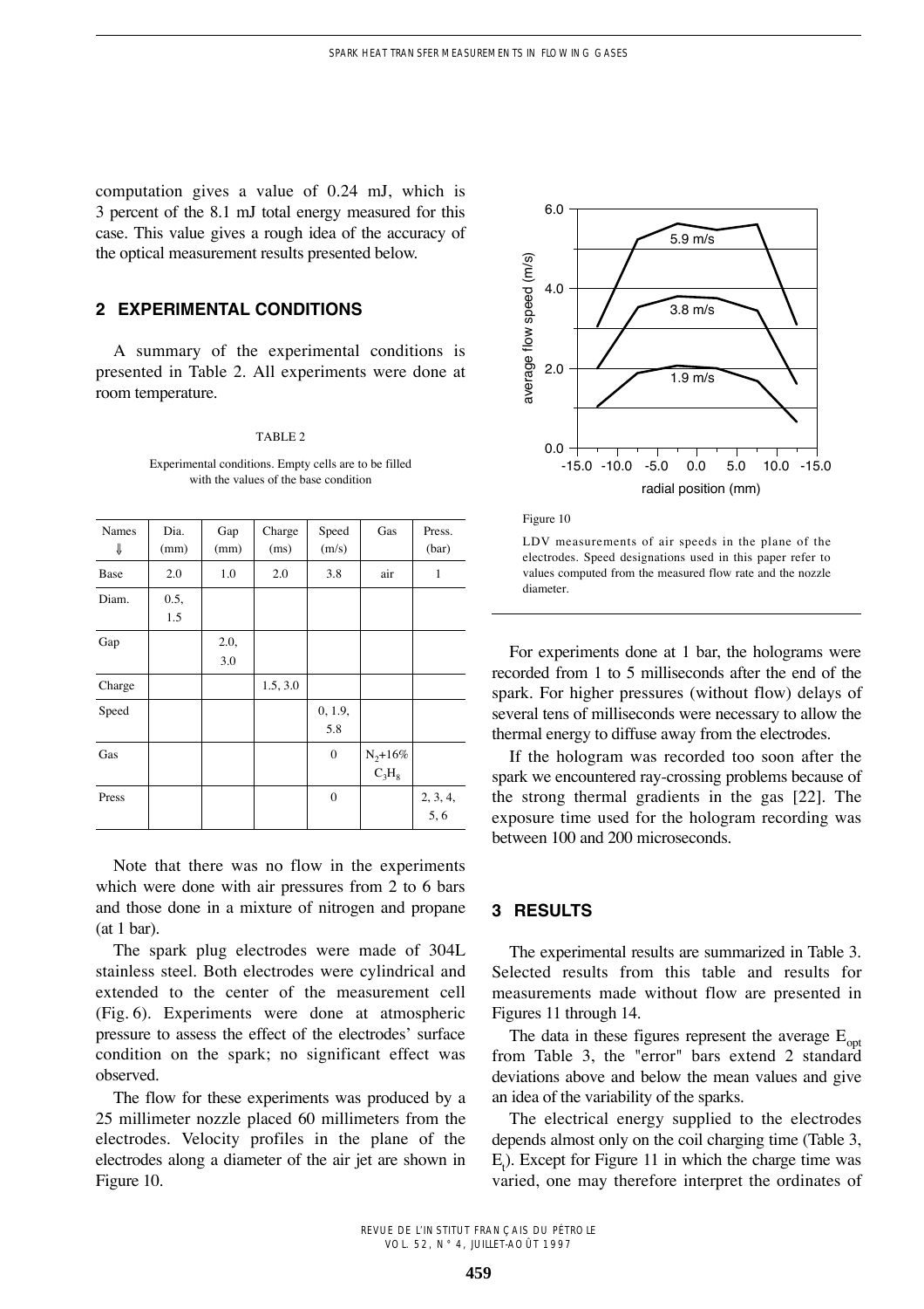computation gives a value of 0.24 mJ, which is 3 percent of the 8.1 mJ total energy measured for this case. This value gives a rough idea of the accuracy of the optical measurement results presented below.

## 2 EXPERIMENTAL CONDITIONS

A summary of the experimental conditions is presented in Table 2. All experiments were done at room temperature.

TABLE 2

Experimental conditions. Empty cells are to be filled with the values of the base condition

| Names ⇓ | Dia. (mm) | Gap (mm) | Charge (ms) | Speed (m/s) | Gas | Press. (bar) |
|---|---|---|---|---|---|---|
| Base | 2.0 | 1.0 | 2.0 | 3.8 | air | 1 |
| Diam. | 0.5, 1.5 | | | | | |
| Gap | | 2.0, 3.0 | | | | |
| Charge | | | 1.5, 3.0 | | | |
| Speed | | | | 0, 1.9, 5.8 | | |
| Gas | | | | 0 | $N_2$+16% $C_3H_8$ | |
| Press | | | | 0 | | 2, 3, 4, 5, 6 |

Note that there was no flow in the experiments which were done with air pressures from 2 to 6 bars and those done in a mixture of nitrogen and propane (at 1 bar).

The spark plug electrodes were made of 304L stainless steel. Both electrodes were cylindrical and extended to the center of the measurement cell (Fig. 6). Experiments were done at atmospheric pressure to assess the effect of the electrodes' surface condition on the spark; no significant effect was observed.

The flow for these experiments was produced by a 25 millimeter nozzle placed 60 millimeters from the electrodes. Velocity profiles in the plane of the electrodes along a diameter of the air jet are shown in Figure 10.

Figure 10

LDV measurements of air speeds in the plane of the electrodes. Speed designations used in this paper refer to values computed from the measured flow rate and the nozzle diameter.

For experiments done at 1 bar, the holograms were recorded from 1 to 5 milliseconds after the end of the spark. For higher pressures (without flow) delays of several tens of milliseconds were necessary to allow the thermal energy to diffuse away from the electrodes.

If the hologram was recorded too soon after the spark we encountered ray-crossing problems because of the strong thermal gradients in the gas [22]. The exposure time used for the hologram recording was between 100 and 200 microseconds.

## 3 RESULTS

The experimental results are summarized in Table 3. Selected results from this table and results for measurements made without flow are presented in Figures 11 through 14.

The data in these figures represent the average $E_{opt}$ from Table 3, the "error" bars extend 2 standard deviations above and below the mean values and give an idea of the variability of the sparks.

The electrical energy supplied to the electrodes depends almost only on the coil charging time (Table 3, $E_t$). Except for Figure 11 in which the charge time was varied, one may therefore interpret the ordinates of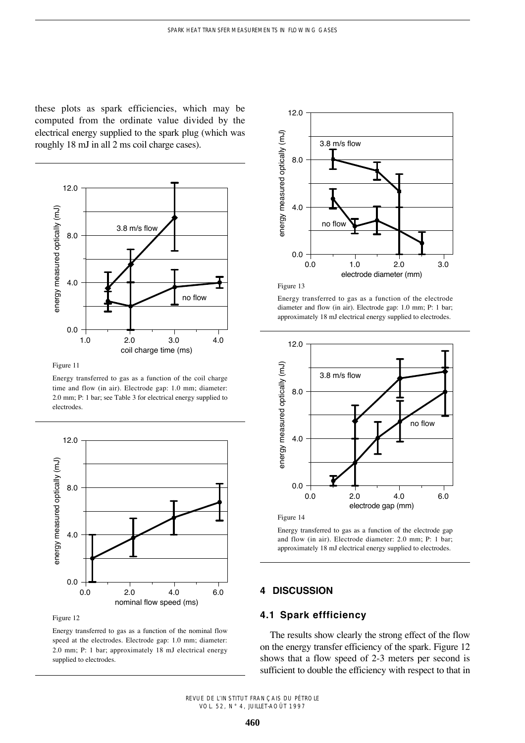these plots as spark efficiencies, which may be computed from the ordinate value divided by the electrical energy supplied to the spark plug (which was roughly 18 mJ in all 2 ms coil charge cases).

Figure 11

Energy transferred to gas as a function of the coil charge time and flow (in air). Electrode gap: 1.0 mm; diameter: 2.0 mm; P: 1 bar; see Table 3 for electrical energy supplied to electrodes.

Figure 12

Energy transferred to gas as a function of the nominal flow speed at the electrodes. Electrode gap: 1.0 mm; diameter: 2.0 mm; P: 1 bar; approximately 18 mJ electrical energy supplied to electrodes.

Figure 13

Energy transferred to gas as a function of the electrode diameter and flow (in air). Electrode gap: 1.0 mm; P: 1 bar; approximately 18 mJ electrical energy supplied to electrodes.

Figure 14

Energy transferred to gas as a function of the electrode gap and flow (in air). Electrode diameter: 2.0 mm; P: 1 bar; approximately 18 mJ electrical energy supplied to electrodes.

## 4 DISCUSSION

### 4.1 Spark effficiency

The results show clearly the strong effect of the flow on the energy transfer efficiency of the spark. Figure 12 shows that a flow speed of 2-3 meters per second is sufficient to double the efficiency with respect to that in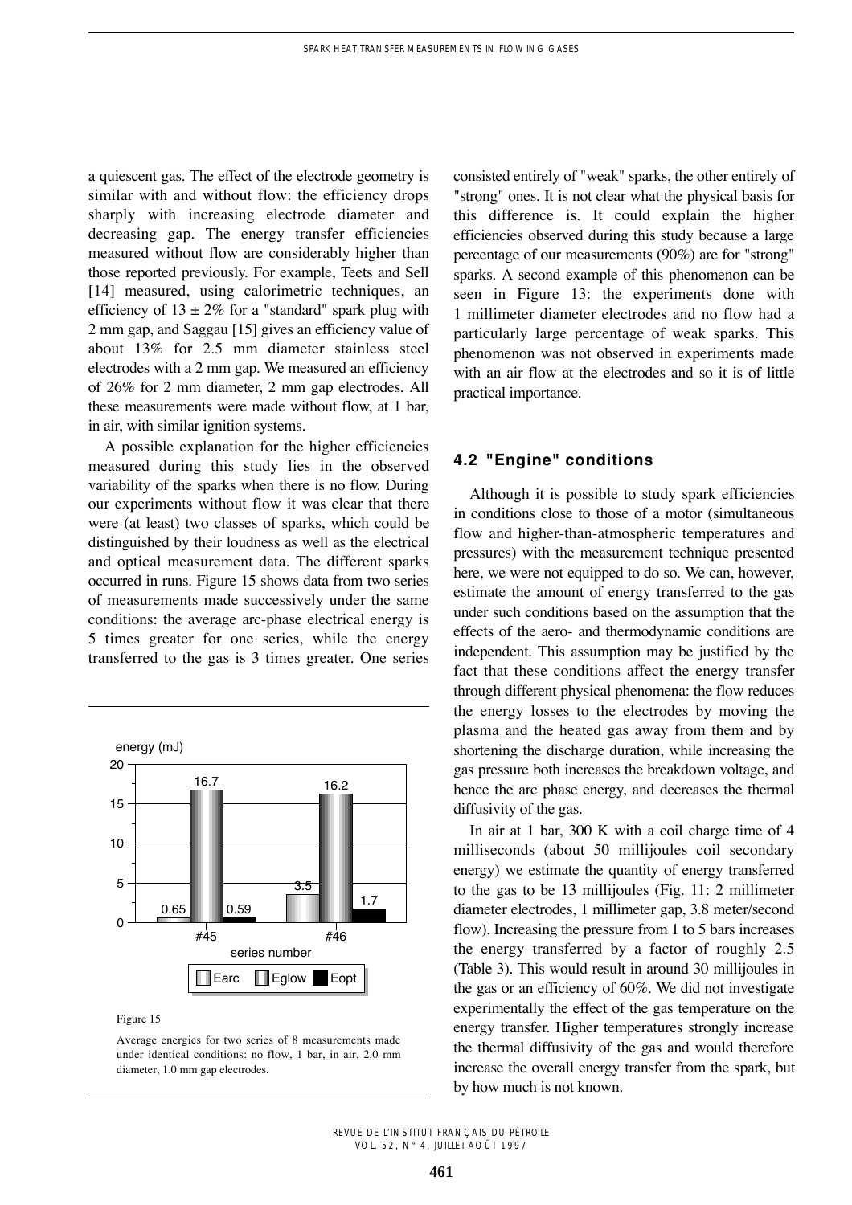a quiescent gas. The effect of the electrode geometry is similar with and without flow: the efficiency drops sharply with increasing electrode diameter and decreasing gap. The energy transfer efficiencies measured without flow are considerably higher than those reported previously. For example, Teets and Sell [14] measured, using calorimetric techniques, an efficiency of 13 ± 2% for a "standard" spark plug with 2 mm gap, and Saggau [15] gives an efficiency value of about 13% for 2.5 mm diameter stainless steel electrodes with a 2 mm gap. We measured an efficiency of 26% for 2 mm diameter, 2 mm gap electrodes. All these measurements were made without flow, at 1 bar, in air, with similar ignition systems.

A possible explanation for the higher efficiencies measured during this study lies in the observed variability of the sparks when there is no flow. During our experiments without flow it was clear that there were (at least) two classes of sparks, which could be distinguished by their loudness as well as the electrical and optical measurement data. The different sparks occurred in runs. Figure 15 shows data from two series of measurements made successively under the same conditions: the average arc-phase electrical energy is 5 times greater for one series, while the energy transferred to the gas is 3 times greater. One series consisted entirely of "weak" sparks, the other entirely of "strong" ones. It is not clear what the physical basis for this difference is. It could explain the higher efficiencies observed during this study because a large percentage of our measurements (90%) are for "strong" sparks. A second example of this phenomenon can be seen in Figure 13: the experiments done with 1 millimeter diameter electrodes and no flow had a particularly large percentage of weak sparks. This phenomenon was not observed in experiments made with an air flow at the electrodes and so it is of little practical importance.

| Series number | Earc (mJ) | Eglow (mJ) | Eopt (mJ) |
|---|---|---|---|
| #45 | 0.65 | 16.7 | 0.59 |
| #46 | 3.5 | 16.2 | 1.7 |

Figure 15

Average energies for two series of 8 measurements made under identical conditions: no flow, 1 bar, in air, 2.0 mm diameter, 1.0 mm gap electrodes.

## 4.2 "Engine" conditions

Although it is possible to study spark efficiencies in conditions close to those of a motor (simultaneous flow and higher-than-atmospheric temperatures and pressures) with the measurement technique presented here, we were not equipped to do so. We can, however, estimate the amount of energy transferred to the gas under such conditions based on the assumption that the effects of the aero- and thermodynamic conditions are independent. This assumption may be justified by the fact that these conditions affect the energy transfer through different physical phenomena: the flow reduces the energy losses to the electrodes by moving the plasma and the heated gas away from them and by shortening the discharge duration, while increasing the gas pressure both increases the breakdown voltage, and hence the arc phase energy, and decreases the thermal diffusivity of the gas.

In air at 1 bar, 300 K with a coil charge time of 4 milliseconds (about 50 millijoules coil secondary energy) we estimate the quantity of energy transferred to the gas to be 13 millijoules (Fig. 11: 2 millimeter diameter electrodes, 1 millimeter gap, 3.8 meter/second flow). Increasing the pressure from 1 to 5 bars increases the energy transferred by a factor of roughly 2.5 (Table 3). This would result in around 30 millijoules in the gas or an efficiency of 60%. We did not investigate experimentally the effect of the gas temperature on the energy transfer. Higher temperatures strongly increase the thermal diffusivity of the gas and would therefore increase the overall energy transfer from the spark, but by how much is not known.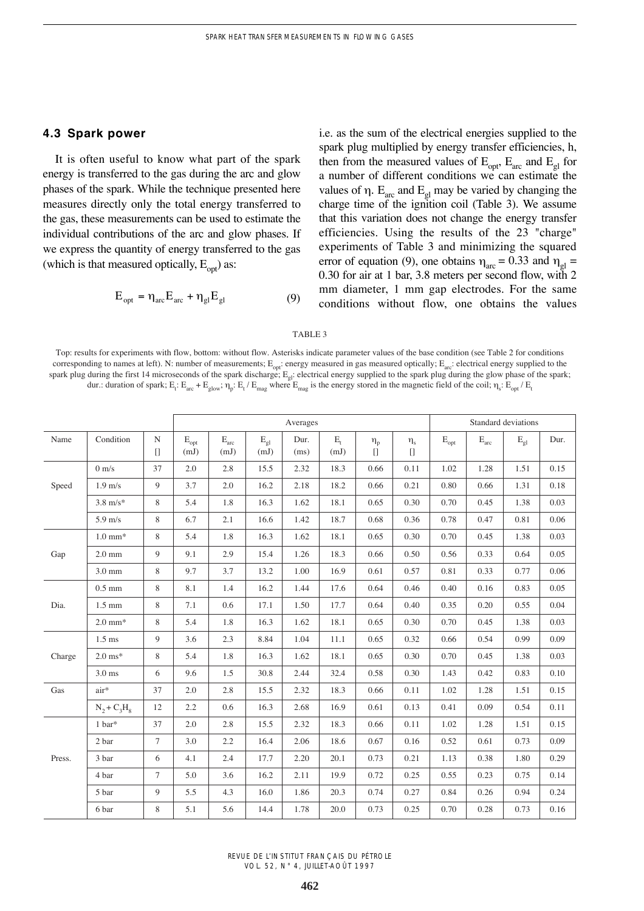### 4.3 Spark power

It is often useful to know what part of the spark energy is transferred to the gas during the arc and glow phases of the spark. While the technique presented here measures directly only the total energy transferred to the gas, these measurements can be used to estimate the individual contributions of the arc and glow phases. If we express the quantity of energy transferred to the gas (which is that measured optically, $E_{opt}$) as:

$$E_{opt} = \eta_{arc} E_{arc} + \eta_{gl} E_{gl} \tag{9}$$

i.e. as the sum of the electrical energies supplied to the spark plug multiplied by energy transfer efficiencies, h, then from the measured values of $E_{opt}$, $E_{arc}$ and $E_{gl}$ for a number of different conditions we can estimate the values of $\eta$. $E_{arc}$ and $E_{gl}$ may be varied by changing the charge time of the ignition coil (Table 3). We assume that this variation does not change the energy transfer efficiencies. Using the results of the 23 "charge" experiments of Table 3 and minimizing the squared error of equation (9), one obtains $\eta_{arc} = 0.33$ and $\eta_{gl} = 0.30$ for air at 1 bar, 3.8 meters per second flow, with 2 mm diameter, 1 mm gap electrodes. For the same conditions without flow, one obtains the values

TABLE 3

Top: results for experiments with flow, bottom: without flow. Asterisks indicate parameter values of the base condition (see Table 2 for conditions corresponding to names at left). N: number of measurements; $E_{opt}$: energy measured in gas measured optically; $E_{arc}$: electrical energy supplied to the spark plug during the first 14 microseconds of the spark discharge; $E_{gl}$: electrical energy supplied to the spark plug during the glow phase of the spark; dur.: duration of spark; $E_t$: $E_{arc} + E_{glow}$; $\eta_p$: $E_t / E_{mag}$ where $E_{mag}$ is the energy stored in the magnetic field of the coil; $\eta_s$: $E_{opt} / E_t$

| Name | Condition | N | Averages | | | | | | | Standard deviations | | | |
|---|---|---|---|---|---|---|---|---|---|---|---|---|---|
| | | [] | $E_{opt}$ (mJ) | $E_{arc}$ (mJ) | $E_{gl}$ (mJ) | Dur. (ms) | $E_t$ (mJ) | $\eta_p$ [] | $\eta_s$ [] | $E_{opt}$ | $E_{arc}$ | $E_{gl}$ | Dur. |
| Speed | 0 m/s | 37 | 2.0 | 2.8 | 15.5 | 2.32 | 18.3 | 0.66 | 0.11 | 1.02 | 1.28 | 1.51 | 0.15 |
| | 1.9 m/s | 9 | 3.7 | 2.0 | 16.2 | 2.18 | 18.2 | 0.66 | 0.21 | 0.80 | 0.66 | 1.31 | 0.18 |
| | 3.8 m/s* | 8 | 5.4 | 1.8 | 16.3 | 1.62 | 18.1 | 0.65 | 0.30 | 0.70 | 0.45 | 1.38 | 0.03 |
| | 5.9 m/s | 8 | 6.7 | 2.1 | 16.6 | 1.42 | 18.7 | 0.68 | 0.36 | 0.78 | 0.47 | 0.81 | 0.06 |
| Gap | 1.0 mm* | 8 | 5.4 | 1.8 | 16.3 | 1.62 | 18.1 | 0.65 | 0.30 | 0.70 | 0.45 | 1.38 | 0.03 |
| | 2.0 mm | 9 | 9.1 | 2.9 | 15.4 | 1.26 | 18.3 | 0.66 | 0.50 | 0.56 | 0.33 | 0.64 | 0.05 |
| | 3.0 mm | 8 | 9.7 | 3.7 | 13.2 | 1.00 | 16.9 | 0.61 | 0.57 | 0.81 | 0.33 | 0.77 | 0.06 |
| Dia. | 0.5 mm | 8 | 8.1 | 1.4 | 16.2 | 1.44 | 17.6 | 0.64 | 0.46 | 0.40 | 0.16 | 0.83 | 0.05 |
| | 1.5 mm | 8 | 7.1 | 0.6 | 17.1 | 1.50 | 17.7 | 0.64 | 0.40 | 0.35 | 0.20 | 0.55 | 0.04 |
| | 2.0 mm* | 8 | 5.4 | 1.8 | 16.3 | 1.62 | 18.1 | 0.65 | 0.30 | 0.70 | 0.45 | 1.38 | 0.03 |
| Charge | 1.5 ms | 9 | 3.6 | 2.3 | 8.84 | 1.04 | 11.1 | 0.65 | 0.32 | 0.66 | 0.54 | 0.99 | 0.09 |
| | 2.0 ms* | 8 | 5.4 | 1.8 | 16.3 | 1.62 | 18.1 | 0.65 | 0.30 | 0.70 | 0.45 | 1.38 | 0.03 |
| | 3.0 ms | 6 | 9.6 | 1.5 | 30.8 | 2.44 | 32.4 | 0.58 | 0.30 | 1.43 | 0.42 | 0.83 | 0.10 |
| Gas | air* | 37 | 2.0 | 2.8 | 15.5 | 2.32 | 18.3 | 0.66 | 0.11 | 1.02 | 1.28 | 1.51 | 0.15 |
| | $N_2 + C_3H_8$ | 12 | 2.2 | 0.6 | 16.3 | 2.68 | 16.9 | 0.61 | 0.13 | 0.41 | 0.09 | 0.54 | 0.11 |
| Press. | 1 bar* | 37 | 2.0 | 2.8 | 15.5 | 2.32 | 18.3 | 0.66 | 0.11 | 1.02 | 1.28 | 1.51 | 0.15 |
| | 2 bar | 7 | 3.0 | 2.2 | 16.4 | 2.06 | 18.6 | 0.67 | 0.16 | 0.52 | 0.61 | 0.73 | 0.09 |
| | 3 bar | 6 | 4.1 | 2.4 | 17.7 | 2.20 | 20.1 | 0.73 | 0.21 | 1.13 | 0.38 | 1.80 | 0.29 |
| | 4 bar | 7 | 5.0 | 3.6 | 16.2 | 2.11 | 19.9 | 0.72 | 0.25 | 0.55 | 0.23 | 0.75 | 0.14 |
| | 5 bar | 9 | 5.5 | 4.3 | 16.0 | 1.86 | 20.3 | 0.74 | 0.27 | 0.84 | 0.26 | 0.94 | 0.24 |
| | 6 bar | 8 | 5.1 | 5.6 | 14.4 | 1.78 | 20.0 | 0.73 | 0.25 | 0.70 | 0.28 | 0.73 | 0.16 |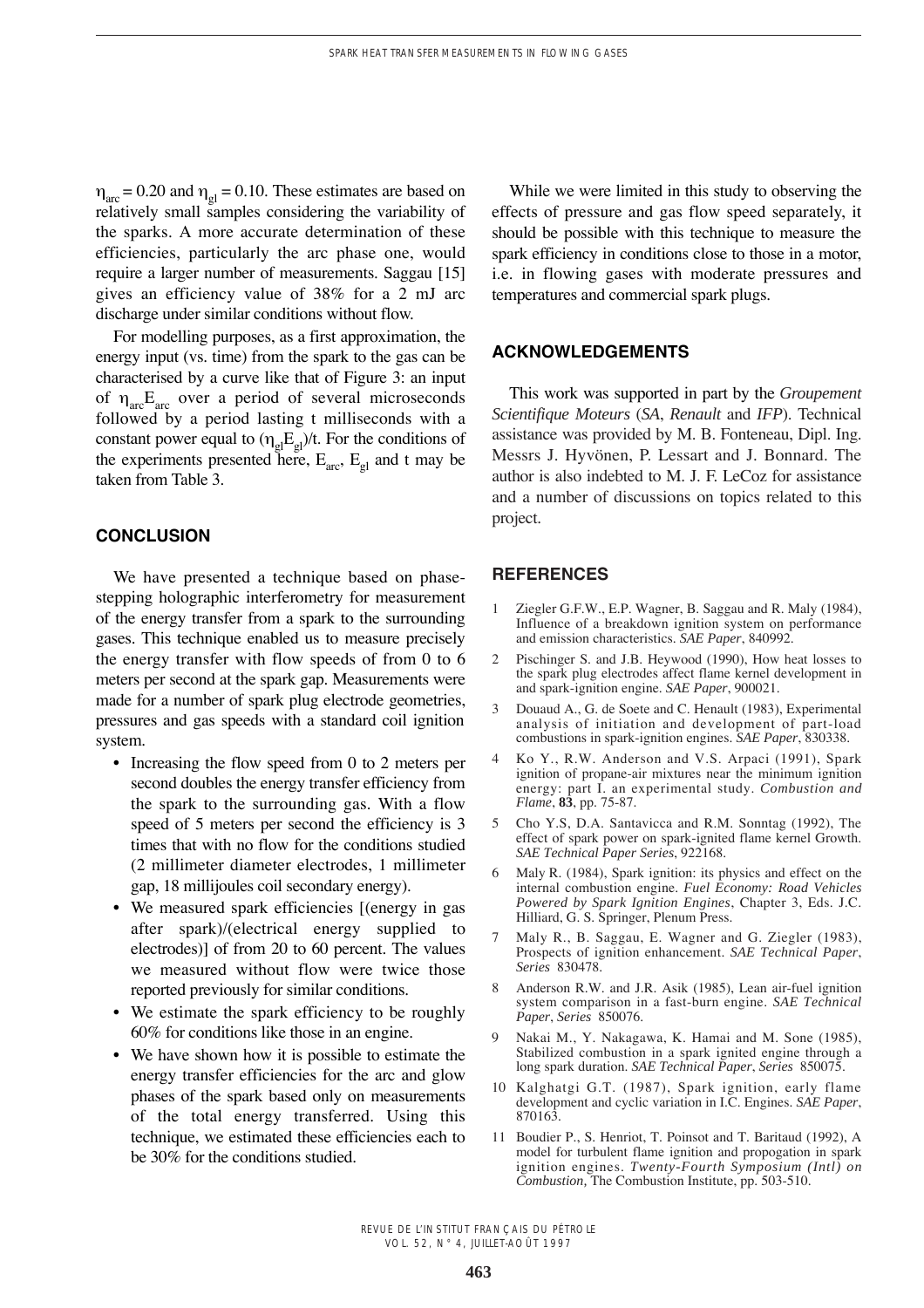$\eta_{arc} = 0.20$ and $\eta_{gl} = 0.10$. These estimates are based on relatively small samples considering the variability of the sparks. A more accurate determination of these efficiencies, particularly the arc phase one, would require a larger number of measurements. Saggau [15] gives an efficiency value of 38% for a 2 mJ arc discharge under similar conditions without flow.

For modelling purposes, as a first approximation, the energy input (vs. time) from the spark to the gas can be characterised by a curve like that of Figure 3: an input of $\eta_{arc}E_{arc}$ over a period of several microseconds followed by a period lasting t milliseconds with a constant power equal to $(\eta_{gl}E_{gl})/t$. For the conditions of the experiments presented here, $E_{arc}$, $E_{gl}$ and t may be taken from Table 3.

## CONCLUSION

We have presented a technique based on phase-stepping holographic interferometry for measurement of the energy transfer from a spark to the surrounding gases. This technique enabled us to measure precisely the energy transfer with flow speeds of from 0 to 6 meters per second at the spark gap. Measurements were made for a number of spark plug electrode geometries, pressures and gas speeds with a standard coil ignition system.

- Increasing the flow speed from 0 to 2 meters per second doubles the energy transfer efficiency from the spark to the surrounding gas. With a flow speed of 5 meters per second the efficiency is 3 times that with no flow for the conditions studied (2 millimeter diameter electrodes, 1 millimeter gap, 18 millijoules coil secondary energy).
- We measured spark efficiencies [(energy in gas after spark)/(electrical energy supplied to electrodes)] of from 20 to 60 percent. The values we measured without flow were twice those reported previously for similar conditions.
- We estimate the spark efficiency to be roughly 60% for conditions like those in an engine.
- We have shown how it is possible to estimate the energy transfer efficiencies for the arc and glow phases of the spark based only on measurements of the total energy transferred. Using this technique, we estimated these efficiencies each to be 30% for the conditions studied.

While we were limited in this study to observing the effects of pressure and gas flow speed separately, it should be possible with this technique to measure the spark efficiency in conditions close to those in a motor, i.e. in flowing gases with moderate pressures and temperatures and commercial spark plugs.

## ACKNOWLEDGEMENTS

This work was supported in part by the *Groupement Scientifique Moteurs* (*SA*, *Renault* and *IFP*). Technical assistance was provided by M. B. Fonteneau, Dipl. Ing. Messrs J. Hyvönen, P. Lessart and J. Bonnard. The author is also indebted to M. J. F. LeCoz for assistance and a number of discussions on topics related to this project.

## REFERENCES

1. Ziegler G.F.W., E.P. Wagner, B. Saggau and R. Maly (1984), Influence of a breakdown ignition system on performance and emission characteristics. *SAE Paper*, 840992.
2. Pischinger S. and J.B. Heywood (1990), How heat losses to the spark plug electrodes affect flame kernel development in and spark-ignition engine. *SAE Paper*, 900021.
3. Douaud A., G. de Soete and C. Henault (1983), Experimental analysis of initiation and development of part-load combustions in spark-ignition engines. *SAE Paper*, 830338.
4. Ko Y., R.W. Anderson and V.S. Arpaci (1991), Spark ignition of propane-air mixtures near the minimum ignition energy: part I. an experimental study. *Combustion and Flame*, **83**, pp. 75-87.
5. Cho Y.S, D.A. Santavicca and R.M. Sonntag (1992), The effect of spark power on spark-ignited flame kernel Growth. *SAE Technical Paper Series*, 922168.
6. Maly R. (1984), Spark ignition: its physics and effect on the internal combustion engine. *Fuel Economy: Road Vehicles Powered by Spark Ignition Engines*, Chapter 3, Eds. J.C. Hilliard, G. S. Springer, Plenum Press.
7. Maly R., B. Saggau, E. Wagner and G. Ziegler (1983), Prospects of ignition enhancement. *SAE Technical Paper, Series* 830478.
8. Anderson R.W. and J.R. Asik (1985), Lean air-fuel ignition system comparison in a fast-burn engine. *SAE Technical Paper, Series* 850076.
9. Nakai M., Y. Nakagawa, K. Hamai and M. Sone (1985), Stabilized combustion in a spark ignited engine through a long spark duration. *SAE Technical Paper, Series* 850075.
10. Kalghatgi G.T. (1987), Spark ignition, early flame development and cyclic variation in I.C. Engines. *SAE Paper*, 870163.
11. Boudier P., S. Henriot, T. Poinsot and T. Baritaud (1992), A model for turbulent flame ignition and propogation in spark ignition engines. *Twenty-Fourth Symposium (Intl) on Combustion,* The Combustion Institute, pp. 503-510.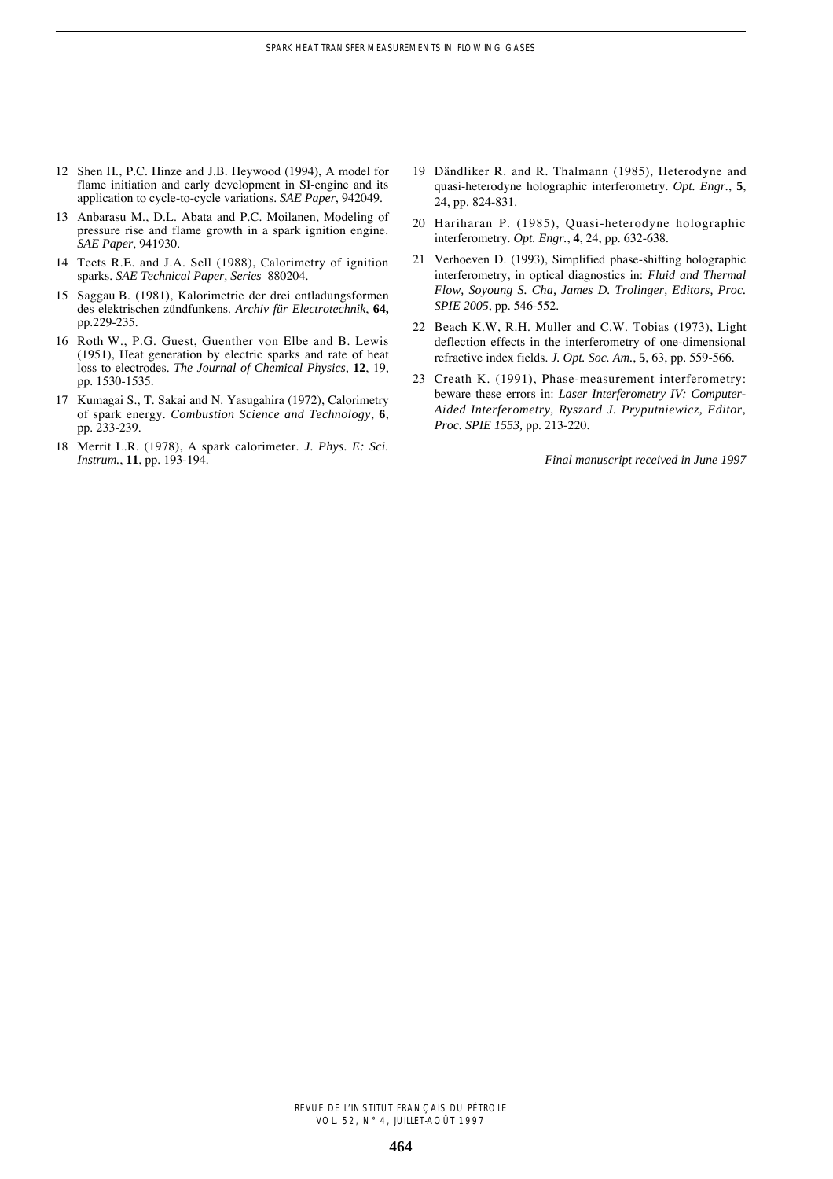12 Shen H., P.C. Hinze and J.B. Heywood (1994), A model for flame initiation and early development in SI-engine and its application to cycle-to-cycle variations. *SAE Paper*, 942049.

13 Anbarasu M., D.L. Abata and P.C. Moilanen, Modeling of pressure rise and flame growth in a spark ignition engine. *SAE Paper*, 941930.

14 Teets R.E. and J.A. Sell (1988), Calorimetry of ignition sparks. *SAE Technical Paper, Series* 880204.

15 Saggau B. (1981), Kalorimetrie der drei entladungsformen des elektrischen zündfunkens. *Archiv für Electrotechnik*, **64,** pp.229-235.

16 Roth W., P.G. Guest, Guenther von Elbe and B. Lewis (1951), Heat generation by electric sparks and rate of heat loss to electrodes. *The Journal of Chemical Physics*, **12**, 19, pp. 1530-1535.

17 Kumagai S., T. Sakai and N. Yasugahira (1972), Calorimetry of spark energy. *Combustion Science and Technology*, **6**, pp. 233-239.

18 Merrit L.R. (1978), A spark calorimeter. *J. Phys. E: Sci. Instrum.*, **11**, pp. 193-194.

19 Dändliker R. and R. Thalmann (1985), Heterodyne and quasi-heterodyne holographic interferometry. *Opt. Engr.*, **5**, 24, pp. 824-831.

20 Hariharan P. (1985), Quasi-heterodyne holographic interferometry. *Opt. Engr.*, **4**, 24, pp. 632-638.

21 Verhoeven D. (1993), Simplified phase-shifting holographic interferometry, in optical diagnostics in: *Fluid and Thermal Flow, Soyoung S. Cha, James D. Trolinger, Editors, Proc. SPIE 2005*, pp. 546-552.

22 Beach K.W, R.H. Muller and C.W. Tobias (1973), Light deflection effects in the interferometry of one-dimensional refractive index fields. *J. Opt. Soc. Am.*, **5**, 63, pp. 559-566.

23 Creath K. (1991), Phase-measurement interferometry: beware these errors in: *Laser Interferometry IV: Computer-Aided Interferometry, Ryszard J. Pryputniewicz, Editor, Proc. SPIE 1553*, pp. 213-220.

*Final manuscript received in June 1997*